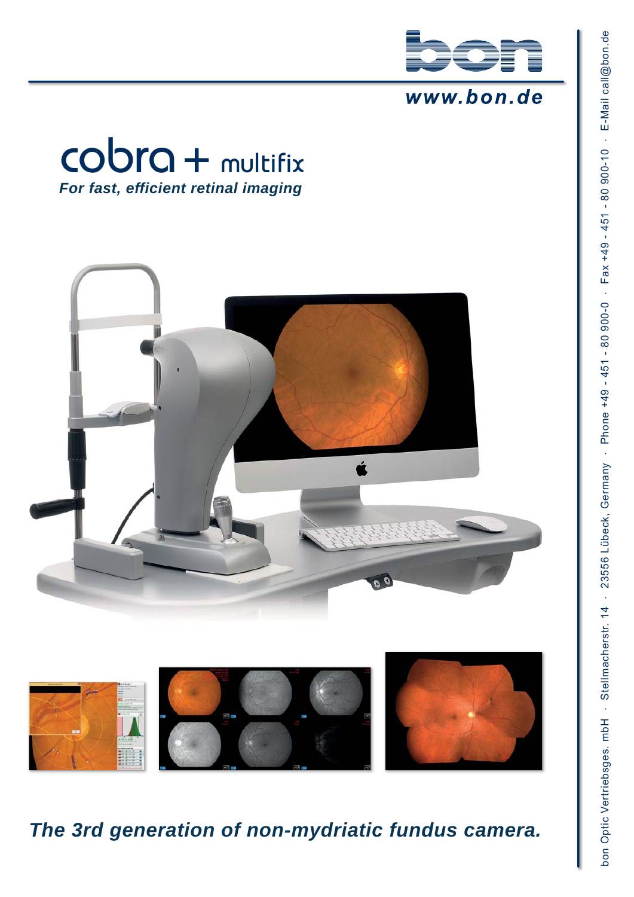www.bon.de

# cobra + multifix

***For fast, efficient retinal imaging***

***The 3rd generation of non-mydriatic fundus camera.***

bon Optic Vertriebsges. mbH · Stellmacherstr. 14 · 23556 Lübeck, Germany · Phone +49 - 451 - 80 900-0 · Fax +49 - 451 - 80 900-10 · E-Mail call@bon.de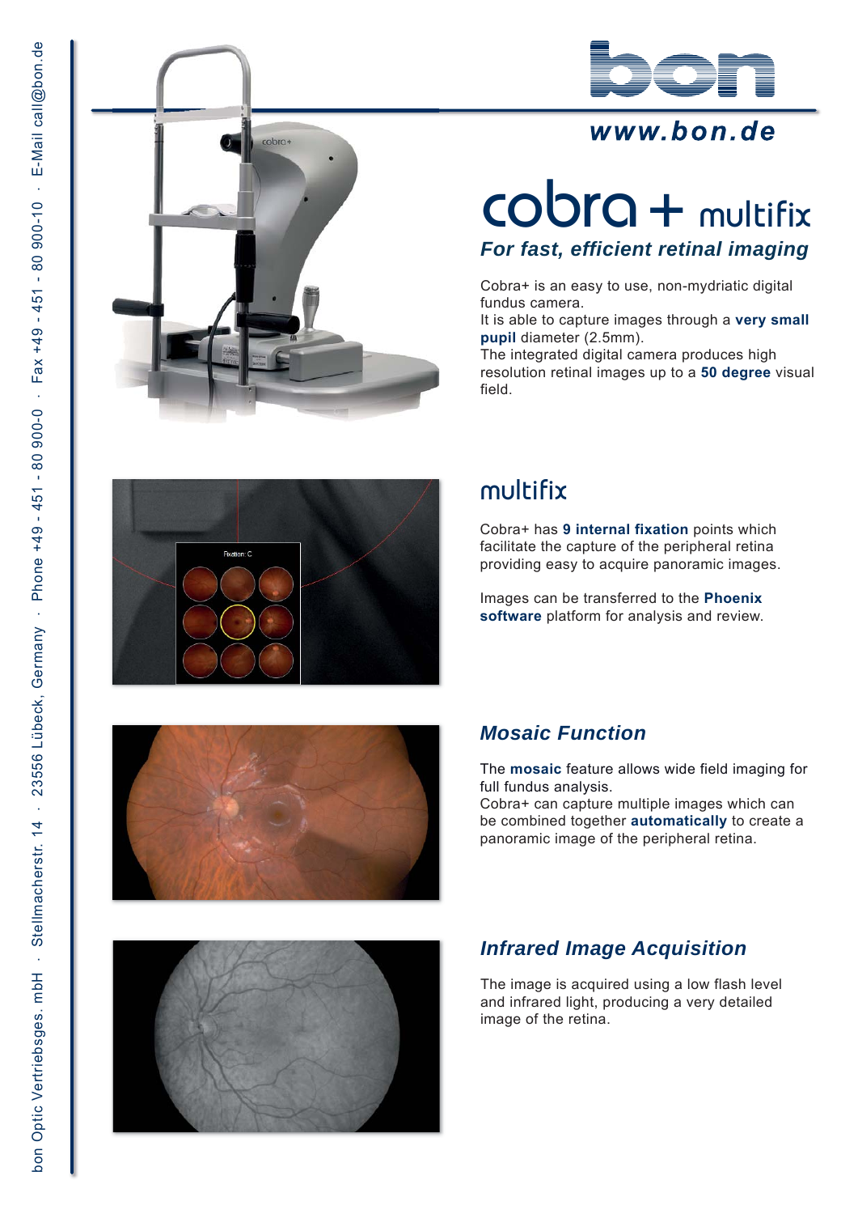www.bon.de

# cobra + multifix

## *For fast, efficient retinal imaging*

Cobra+ is an easy to use, non-mydriatic digital fundus camera.
It is able to capture images through a **very small pupil** diameter (2.5mm).
The integrated digital camera produces high resolution retinal images up to a **50 degree** visual field.

## multifix

Cobra+ has **9 internal fixation** points which facilitate the capture of the peripheral retina providing easy to acquire panoramic images.

Images can be transferred to the **Phoenix software** platform for analysis and review.

## *Mosaic Function*

The **mosaic** feature allows wide field imaging for full fundus analysis.
Cobra+ can capture multiple images which can be combined together **automatically** to create a panoramic image of the peripheral retina.

## *Infrared Image Acquisition*

The image is acquired using a low flash level and infrared light, producing a very detailed image of the retina.

bon Optic Vertriebsges. mbH · Stellmacherstr. 14 · 23556 Lübeck, Germany · Phone +49 - 451 - 80 900-0 · Fax +49 - 451 - 80 900-10 · E-Mail call@bon.de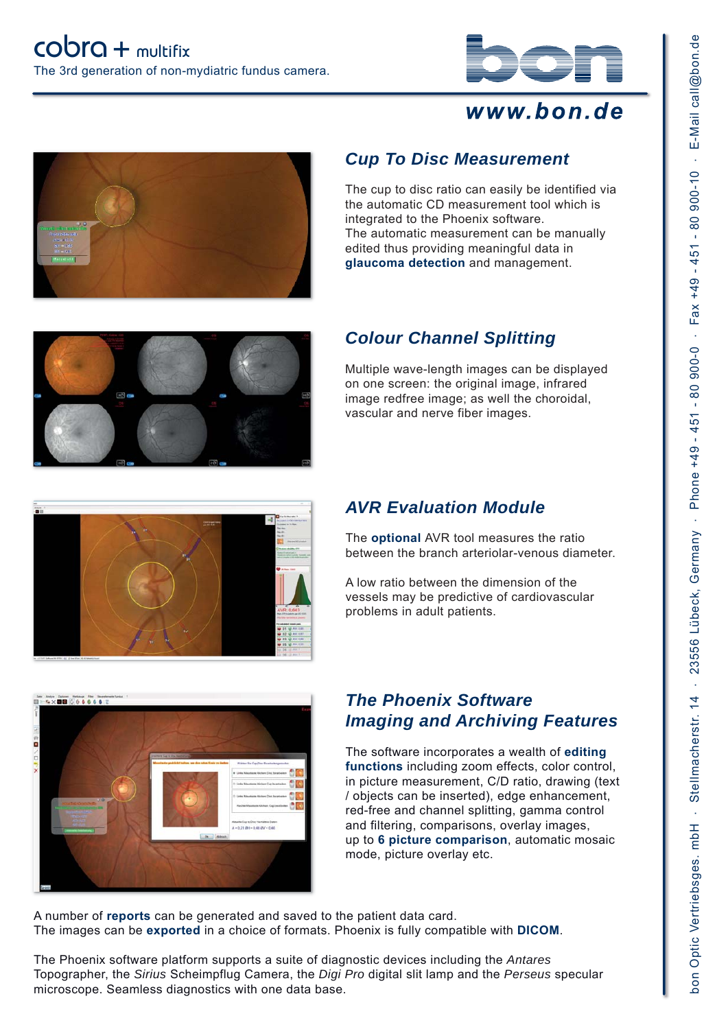cobra + multifix

The 3rd generation of non-mydiatric fundus camera.

www.bon.de

## *Cup To Disc Measurement*

The cup to disc ratio can easily be identified via the automatic CD measurement tool which is integrated to the Phoenix software.
The automatic measurement can be manually edited thus providing meaningful data in **glaucoma detection** and management.

## *Colour Channel Splitting*

Multiple wave-length images can be displayed on one screen: the original image, infrared image redfree image; as well the choroidal, vascular and nerve fiber images.

## *AVR Evaluation Module*

The **optional** AVR tool measures the ratio between the branch arteriolar-venous diameter.

A low ratio between the dimension of the vessels may be predictive of cardiovascular problems in adult patients.

## *The Phoenix Software Imaging and Archiving Features*

The software incorporates a wealth of **editing functions** including zoom effects, color control, in picture measurement, C/D ratio, drawing (text / objects can be inserted), edge enhancement, red-free and channel splitting, gamma control and filtering, comparisons, overlay images, up to **6 picture comparison**, automatic mosaic mode, picture overlay etc.

A number of **reports** can be generated and saved to the patient data card.
The images can be **exported** in a choice of formats. Phoenix is fully compatible with **DICOM**.

The Phoenix software platform supports a suite of diagnostic devices including the *Antares* Topographer, the *Sirius* Scheimpflug Camera, the *Digi Pro* digital slit lamp and the *Perseus* specular microscope. Seamless diagnostics with one data base.

bon Optic Vertriebsges. mbH · Stellmacherstr. 14 · 23556 Lübeck, Germany · Phone +49 - 451 - 80 900-0 · Fax +49 - 451 - 80 900-10 · E-Mail call@bon.de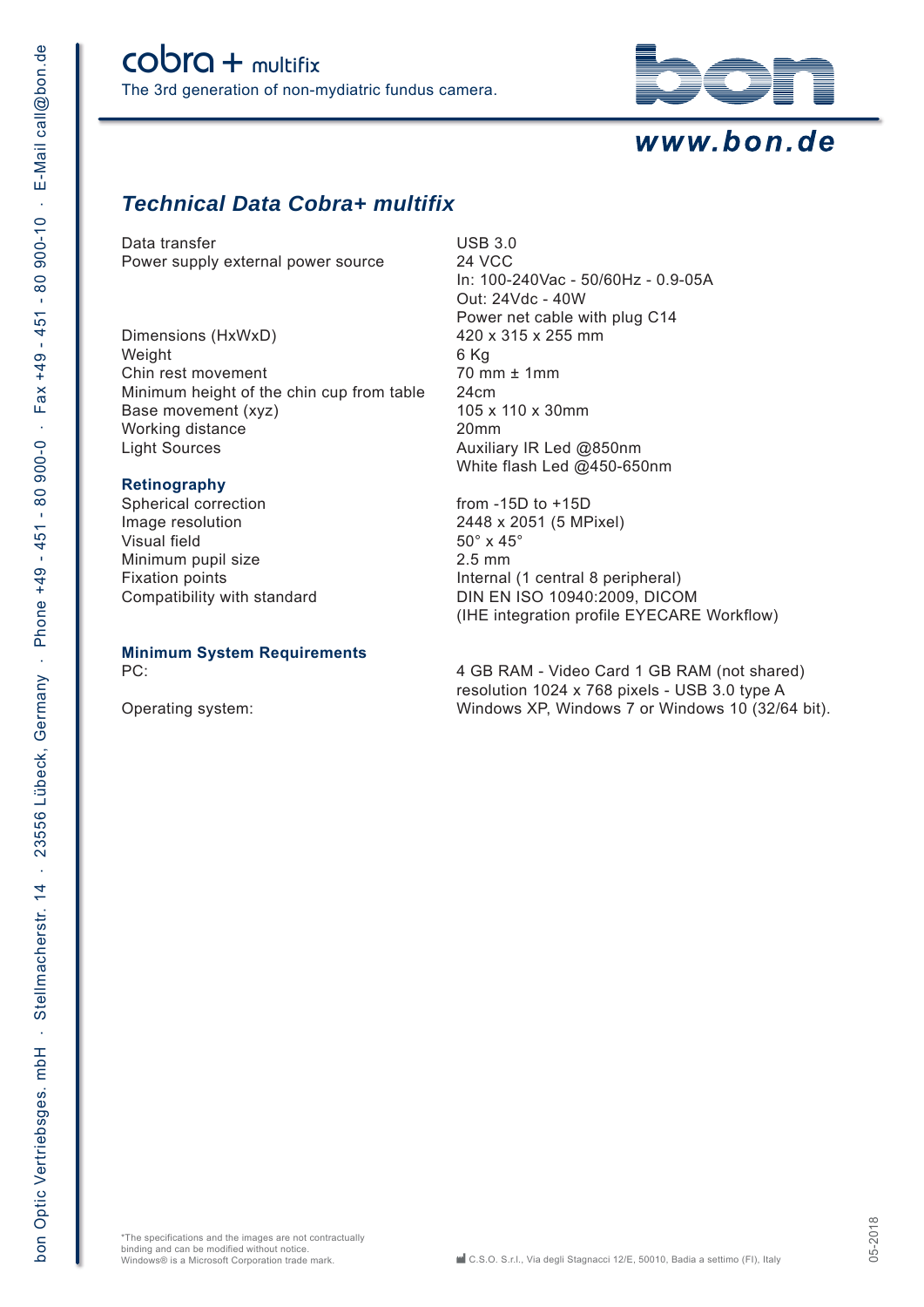# cobra + multifix

The 3rd generation of non-mydiatric fundus camera.

www.bon.de

## *Technical Data Cobra+ multifix*

| | |
|---|---|
| Data transfer | USB 3.0 |
| Power supply external power source | 24 VCC<br>In: 100-240Vac - 50/60Hz - 0.9-05A<br>Out: 24Vdc - 40W<br>Power net cable with plug C14 |
| Dimensions (HxWxD) | 420 x 315 x 255 mm |
| Weight | 6 Kg |
| Chin rest movement | 70 mm ± 1mm |
| Minimum height of the chin cup from table | 24cm |
| Base movement (xyz) | 105 x 110 x 30mm |
| Working distance | 20mm |
| Light Sources | Auxiliary IR Led @850nm<br>White flash Led @450-650nm |

### Retinography

| | |
|---|---|
| Spherical correction | from -15D to +15D |
| Image resolution | 2448 x 2051 (5 MPixel) |
| Visual field | 50° x 45° |
| Minimum pupil size | 2.5 mm |
| Fixation points | Internal (1 central 8 peripheral) |
| Compatibility with standard | DIN EN ISO 10940:2009, DICOM<br>(IHE integration profile EYECARE Workflow) |

### Minimum System Requirements

| | |
|---|---|
| PC: | 4 GB RAM - Video Card 1 GB RAM (not shared)<br>resolution 1024 x 768 pixels - USB 3.0 type A |
| Operating system: | Windows XP, Windows 7 or Windows 10 (32/64 bit). |

*The specifications and the images are not contractually binding and can be modified without notice.
Windows® is a Microsoft Corporation trade mark.

C.S.O. S.r.l., Via degli Stagnacci 12/E, 50010, Badia a settimo (FI), Italy

05-2018

bon Optic Vertriebsges. mbH · Stellmacherstr. 14 · 23556 Lübeck, Germany · Phone +49 - 451 - 80 900-0 · Fax +49 - 451 - 80 900-10 · E-Mail call@bon.de